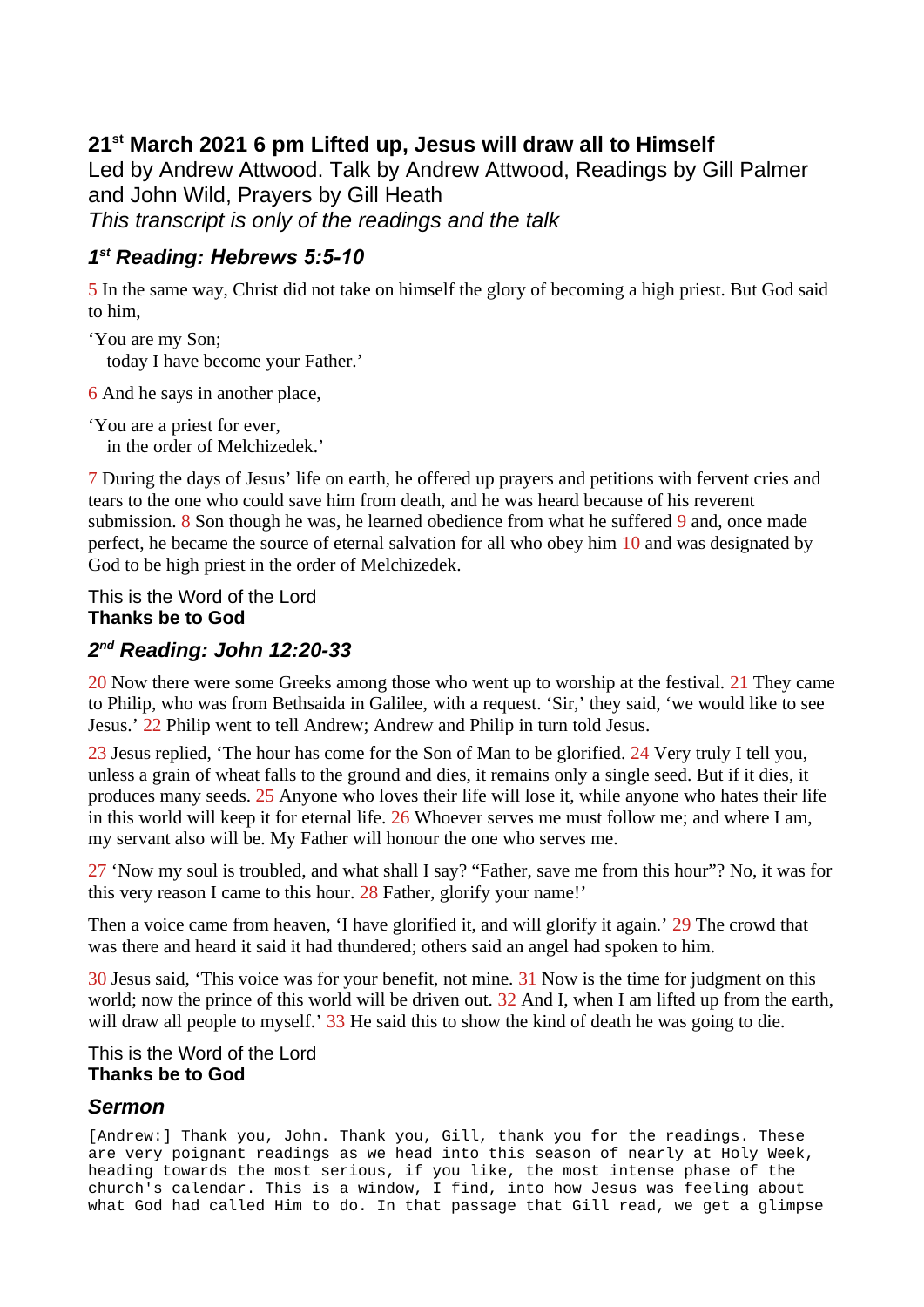## 21st March 2021 6 pm Lifted up, Jesus will draw all to Himself

Led by Andrew Attwood. Talk by Andrew Attwood, Readings by Gill Palmer and John Wild, Prayers by Gill Heath

*This transcript is only of the readings and the talk*

### *1st Reading: Hebrews 5:5-10*

5 In the same way, Christ did not take on himself the glory of becoming a high priest. But God said to him,

'You are my Son;
   today I have become your Father.'

6 And he says in another place,

'You are a priest for ever,
   in the order of Melchizedek.'

7 During the days of Jesus' life on earth, he offered up prayers and petitions with fervent cries and tears to the one who could save him from death, and he was heard because of his reverent submission. 8 Son though he was, he learned obedience from what he suffered 9 and, once made perfect, he became the source of eternal salvation for all who obey him 10 and was designated by God to be high priest in the order of Melchizedek.

This is the Word of the Lord
**Thanks be to God**

### *2nd Reading: John 12:20-33*

20 Now there were some Greeks among those who went up to worship at the festival. 21 They came to Philip, who was from Bethsaida in Galilee, with a request. 'Sir,' they said, 'we would like to see Jesus.' 22 Philip went to tell Andrew; Andrew and Philip in turn told Jesus.

23 Jesus replied, 'The hour has come for the Son of Man to be glorified. 24 Very truly I tell you, unless a grain of wheat falls to the ground and dies, it remains only a single seed. But if it dies, it produces many seeds. 25 Anyone who loves their life will lose it, while anyone who hates their life in this world will keep it for eternal life. 26 Whoever serves me must follow me; and where I am, my servant also will be. My Father will honour the one who serves me.

27 'Now my soul is troubled, and what shall I say? "Father, save me from this hour"? No, it was for this very reason I came to this hour. 28 Father, glorify your name!'

Then a voice came from heaven, 'I have glorified it, and will glorify it again.' 29 The crowd that was there and heard it said it had thundered; others said an angel had spoken to him.

30 Jesus said, 'This voice was for your benefit, not mine. 31 Now is the time for judgment on this world; now the prince of this world will be driven out. 32 And I, when I am lifted up from the earth, will draw all people to myself.' 33 He said this to show the kind of death he was going to die.

This is the Word of the Lord
**Thanks be to God**

### *Sermon*

[Andrew:] Thank you, John. Thank you, Gill, thank you for the readings. These are very poignant readings as we head into this season of nearly at Holy Week, heading towards the most serious, if you like, the most intense phase of the church's calendar. This is a window, I find, into how Jesus was feeling about what God had called Him to do. In that passage that Gill read, we get a glimpse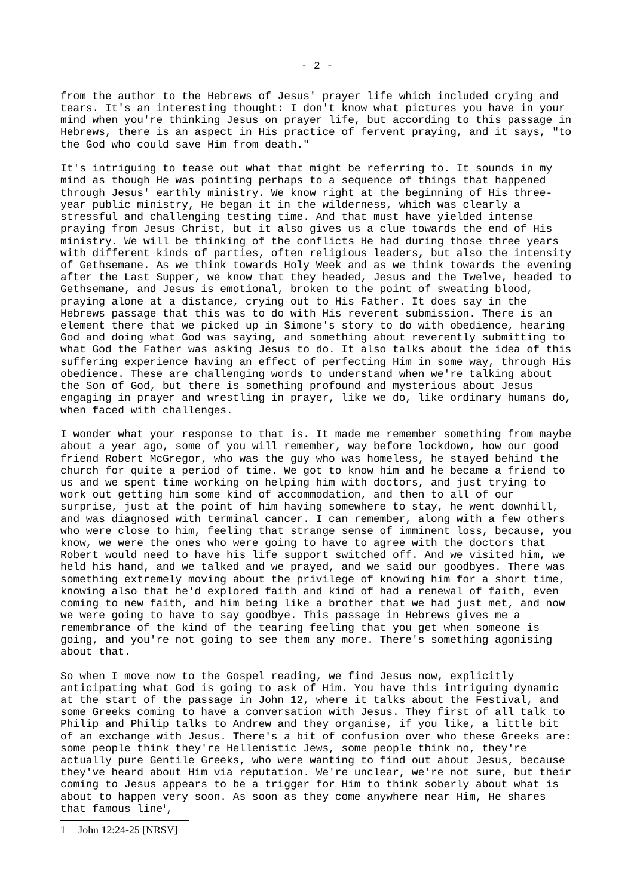from the author to the Hebrews of Jesus' prayer life which included crying and tears. It's an interesting thought: I don't know what pictures you have in your mind when you're thinking Jesus on prayer life, but according to this passage in Hebrews, there is an aspect in His practice of fervent praying, and it says, "to the God who could save Him from death."

It's intriguing to tease out what that might be referring to. It sounds in my mind as though He was pointing perhaps to a sequence of things that happened through Jesus' earthly ministry. We know right at the beginning of His three-year public ministry, He began it in the wilderness, which was clearly a stressful and challenging testing time. And that must have yielded intense praying from Jesus Christ, but it also gives us a clue towards the end of His ministry. We will be thinking of the conflicts He had during those three years with different kinds of parties, often religious leaders, but also the intensity of Gethsemane. As we think towards Holy Week and as we think towards the evening after the Last Supper, we know that they headed, Jesus and the Twelve, headed to Gethsemane, and Jesus is emotional, broken to the point of sweating blood, praying alone at a distance, crying out to His Father. It does say in the Hebrews passage that this was to do with His reverent submission. There is an element there that we picked up in Simone's story to do with obedience, hearing God and doing what God was saying, and something about reverently submitting to what God the Father was asking Jesus to do. It also talks about the idea of this suffering experience having an effect of perfecting Him in some way, through His obedience. These are challenging words to understand when we're talking about the Son of God, but there is something profound and mysterious about Jesus engaging in prayer and wrestling in prayer, like we do, like ordinary humans do, when faced with challenges.

I wonder what your response to that is. It made me remember something from maybe about a year ago, some of you will remember, way before lockdown, how our good friend Robert McGregor, who was the guy who was homeless, he stayed behind the church for quite a period of time. We got to know him and he became a friend to us and we spent time working on helping him with doctors, and just trying to work out getting him some kind of accommodation, and then to all of our surprise, just at the point of him having somewhere to stay, he went downhill, and was diagnosed with terminal cancer. I can remember, along with a few others who were close to him, feeling that strange sense of imminent loss, because, you know, we were the ones who were going to have to agree with the doctors that Robert would need to have his life support switched off. And we visited him, we held his hand, and we talked and we prayed, and we said our goodbyes. There was something extremely moving about the privilege of knowing him for a short time, knowing also that he'd explored faith and kind of had a renewal of faith, even coming to new faith, and him being like a brother that we had just met, and now we were going to have to say goodbye. This passage in Hebrews gives me a remembrance of the kind of the tearing feeling that you get when someone is going, and you're not going to see them any more. There's something agonising about that.

So when I move now to the Gospel reading, we find Jesus now, explicitly anticipating what God is going to ask of Him. You have this intriguing dynamic at the start of the passage in John 12, where it talks about the Festival, and some Greeks coming to have a conversation with Jesus. They first of all talk to Philip and Philip talks to Andrew and they organise, if you like, a little bit of an exchange with Jesus. There's a bit of confusion over who these Greeks are: some people think they're Hellenistic Jews, some people think no, they're actually pure Gentile Greeks, who were wanting to find out about Jesus, because they've heard about Him via reputation. We're unclear, we're not sure, but their coming to Jesus appears to be a trigger for Him to think soberly about what is about to happen very soon. As soon as they come anywhere near Him, He shares that famous line[1],

[1] John 12:24-25 [NRSV]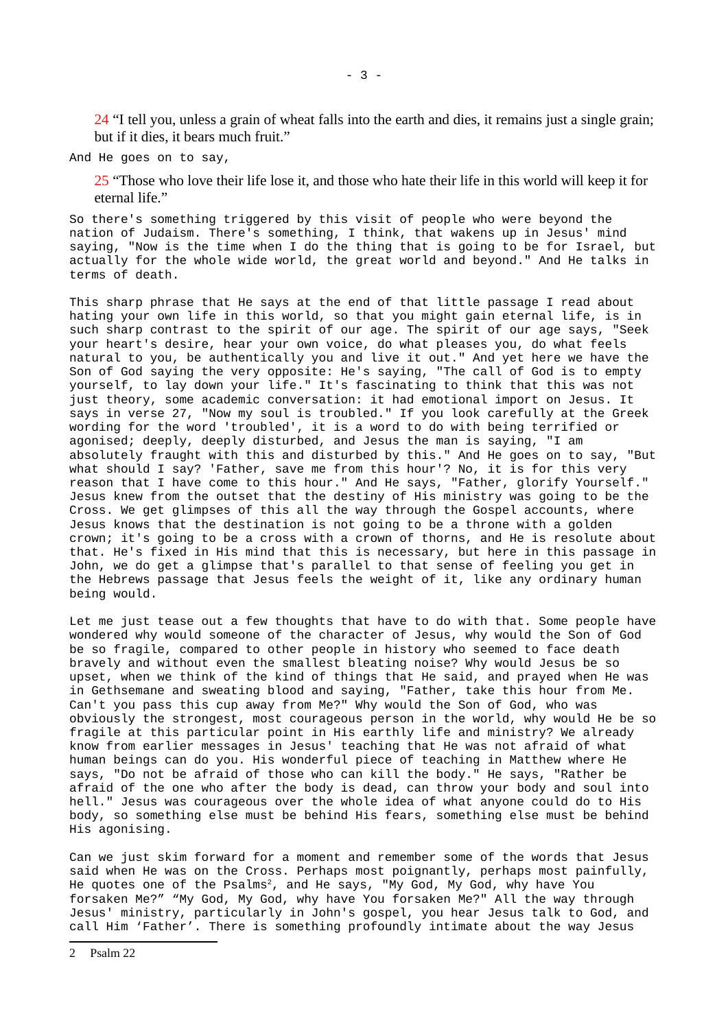24 “I tell you, unless a grain of wheat falls into the earth and dies, it remains just a single grain; but if it dies, it bears much fruit.”

And He goes on to say,

25 “Those who love their life lose it, and those who hate their life in this world will keep it for eternal life.”

So there's something triggered by this visit of people who were beyond the nation of Judaism. There's something, I think, that wakens up in Jesus' mind saying, "Now is the time when I do the thing that is going to be for Israel, but actually for the whole wide world, the great world and beyond." And He talks in terms of death.

This sharp phrase that He says at the end of that little passage I read about hating your own life in this world, so that you might gain eternal life, is in such sharp contrast to the spirit of our age. The spirit of our age says, "Seek your heart's desire, hear your own voice, do what pleases you, do what feels natural to you, be authentically you and live it out." And yet here we have the Son of God saying the very opposite: He's saying, "The call of God is to empty yourself, to lay down your life." It's fascinating to think that this was not just theory, some academic conversation: it had emotional import on Jesus. It says in verse 27, "Now my soul is troubled." If you look carefully at the Greek wording for the word 'troubled', it is a word to do with being terrified or agonised; deeply, deeply disturbed, and Jesus the man is saying, "I am absolutely fraught with this and disturbed by this." And He goes on to say, "But what should I say? 'Father, save me from this hour'? No, it is for this very reason that I have come to this hour." And He says, "Father, glorify Yourself." Jesus knew from the outset that the destiny of His ministry was going to be the Cross. We get glimpses of this all the way through the Gospel accounts, where Jesus knows that the destination is not going to be a throne with a golden crown; it's going to be a cross with a crown of thorns, and He is resolute about that. He's fixed in His mind that this is necessary, but here in this passage in John, we do get a glimpse that's parallel to that sense of feeling you get in the Hebrews passage that Jesus feels the weight of it, like any ordinary human being would.

Let me just tease out a few thoughts that have to do with that. Some people have wondered why would someone of the character of Jesus, why would the Son of God be so fragile, compared to other people in history who seemed to face death bravely and without even the smallest bleating noise? Why would Jesus be so upset, when we think of the kind of things that He said, and prayed when He was in Gethsemane and sweating blood and saying, "Father, take this hour from Me. Can't you pass this cup away from Me?" Why would the Son of God, who was obviously the strongest, most courageous person in the world, why would He be so fragile at this particular point in His earthly life and ministry? We already know from earlier messages in Jesus' teaching that He was not afraid of what human beings can do you. His wonderful piece of teaching in Matthew where He says, "Do not be afraid of those who can kill the body." He says, "Rather be afraid of the one who after the body is dead, can throw your body and soul into hell." Jesus was courageous over the whole idea of what anyone could do to His body, so something else must be behind His fears, something else must be behind His agonising.

Can we just skim forward for a moment and remember some of the words that Jesus said when He was on the Cross. Perhaps most poignantly, perhaps most painfully, He quotes one of the Psalms[2], and He says, "My God, My God, why have You forsaken Me?" “My God, My God, why have You forsaken Me?" All the way through Jesus' ministry, particularly in John's gospel, you hear Jesus talk to God, and call Him ‘Father’. There is something profoundly intimate about the way Jesus

2 Psalm 22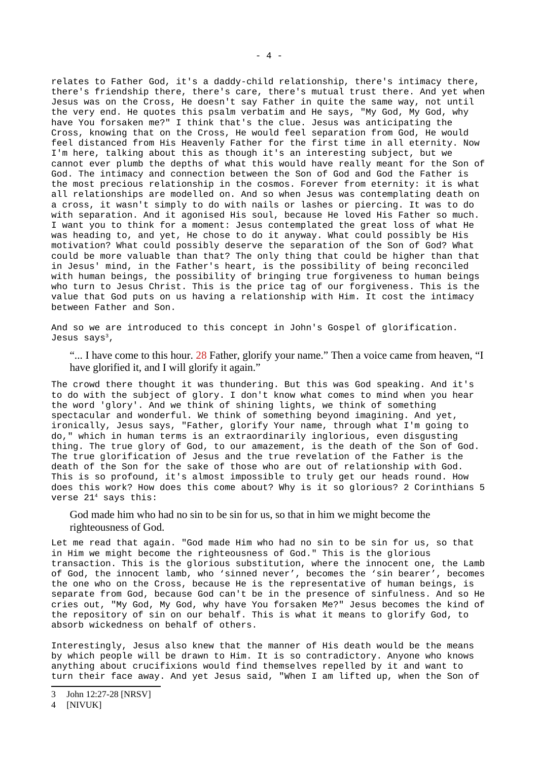relates to Father God, it's a daddy-child relationship, there's intimacy there, there's friendship there, there's care, there's mutual trust there. And yet when Jesus was on the Cross, He doesn't say Father in quite the same way, not until the very end. He quotes this psalm verbatim and He says, "My God, My God, why have You forsaken me?" I think that's the clue. Jesus was anticipating the Cross, knowing that on the Cross, He would feel separation from God, He would feel distanced from His Heavenly Father for the first time in all eternity. Now I'm here, talking about this as though it's an interesting subject, but we cannot ever plumb the depths of what this would have really meant for the Son of God. The intimacy and connection between the Son of God and God the Father is the most precious relationship in the cosmos. Forever from eternity: it is what all relationships are modelled on. And so when Jesus was contemplating death on a cross, it wasn't simply to do with nails or lashes or piercing. It was to do with separation. And it agonised His soul, because He loved His Father so much. I want you to think for a moment: Jesus contemplated the great loss of what He was heading to, and yet, He chose to do it anyway. What could possibly be His motivation? What could possibly deserve the separation of the Son of God? What could be more valuable than that? The only thing that could be higher than that in Jesus' mind, in the Father's heart, is the possibility of being reconciled with human beings, the possibility of bringing true forgiveness to human beings who turn to Jesus Christ. This is the price tag of our forgiveness. This is the value that God puts on us having a relationship with Him. It cost the intimacy between Father and Son.

And so we are introduced to this concept in John's Gospel of glorification. Jesus says[3],

> "... I have come to this hour. 28 Father, glorify your name." Then a voice came from heaven, "I have glorified it, and I will glorify it again."

The crowd there thought it was thundering. But this was God speaking. And it's to do with the subject of glory. I don't know what comes to mind when you hear the word 'glory'. And we think of shining lights, we think of something spectacular and wonderful. We think of something beyond imagining. And yet, ironically, Jesus says, "Father, glorify Your name, through what I'm going to do," which in human terms is an extraordinarily inglorious, even disgusting thing. The true glory of God, to our amazement, is the death of the Son of God. The true glorification of Jesus and the true revelation of the Father is the death of the Son for the sake of those who are out of relationship with God. This is so profound, it's almost impossible to truly get our heads round. How does this work? How does this come about? Why is it so glorious? 2 Corinthians 5 verse 21[4] says this:

> God made him who had no sin to be sin for us, so that in him we might become the righteousness of God.

Let me read that again. "God made Him who had no sin to be sin for us, so that in Him we might become the righteousness of God." This is the glorious transaction. This is the glorious substitution, where the innocent one, the Lamb of God, the innocent lamb, who 'sinned never', becomes the 'sin bearer', becomes the one who on the Cross, because He is the representative of human beings, is separate from God, because God can't be in the presence of sinfulness. And so He cries out, "My God, My God, why have You forsaken Me?" Jesus becomes the kind of the repository of sin on our behalf. This is what it means to glorify God, to absorb wickedness on behalf of others.

Interestingly, Jesus also knew that the manner of His death would be the means by which people will be drawn to Him. It is so contradictory. Anyone who knows anything about crucifixions would find themselves repelled by it and want to turn their face away. And yet Jesus said, "When I am lifted up, when the Son of

---

3 John 12:27-28 [NRSV]

4 [NIVUK]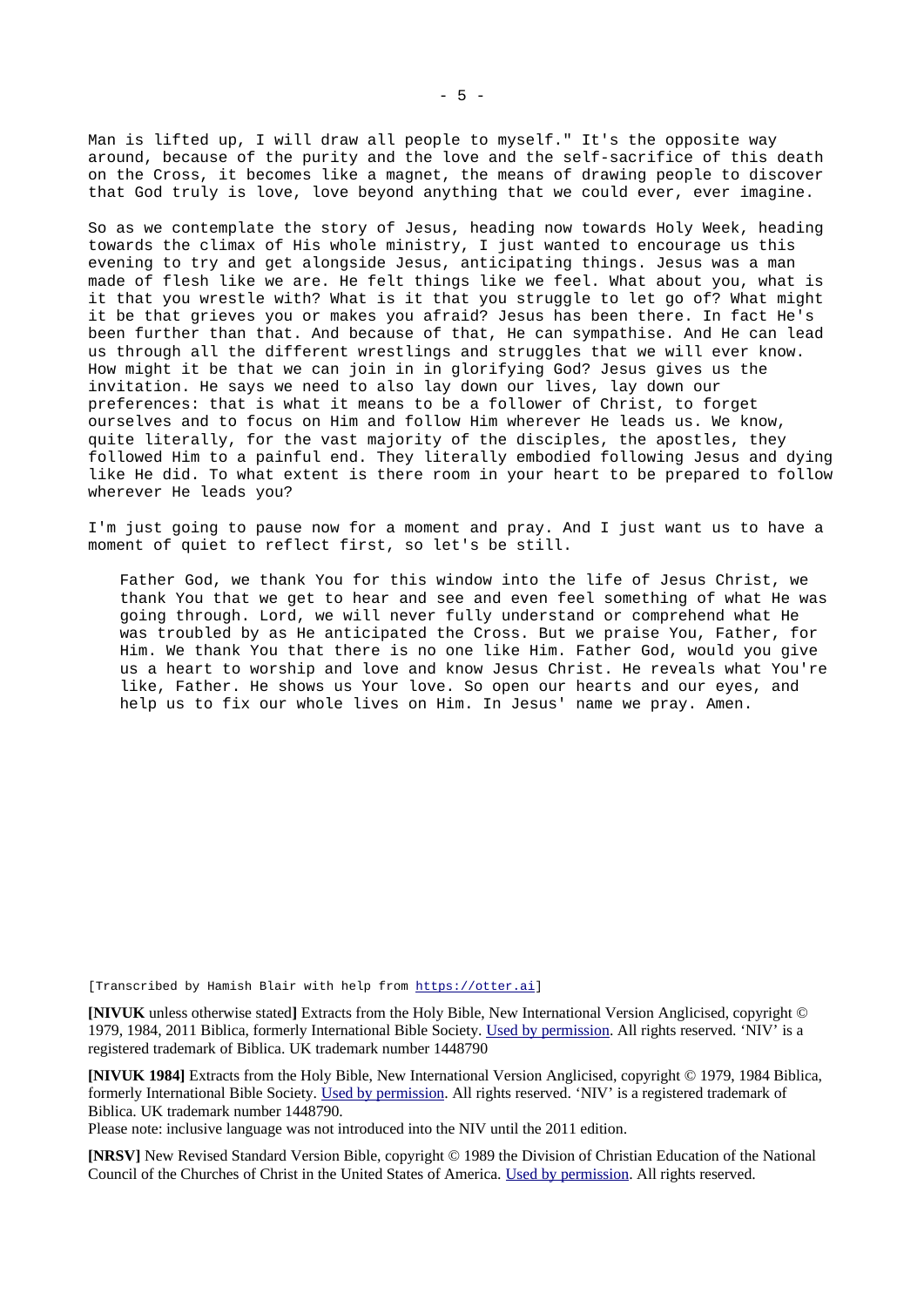Man is lifted up, I will draw all people to myself." It's the opposite way around, because of the purity and the love and the self-sacrifice of this death on the Cross, it becomes like a magnet, the means of drawing people to discover that God truly is love, love beyond anything that we could ever, ever imagine.

So as we contemplate the story of Jesus, heading now towards Holy Week, heading towards the climax of His whole ministry, I just wanted to encourage us this evening to try and get alongside Jesus, anticipating things. Jesus was a man made of flesh like we are. He felt things like we feel. What about you, what is it that you wrestle with? What is it that you struggle to let go of? What might it be that grieves you or makes you afraid? Jesus has been there. In fact He's been further than that. And because of that, He can sympathise. And He can lead us through all the different wrestlings and struggles that we will ever know. How might it be that we can join in in glorifying God? Jesus gives us the invitation. He says we need to also lay down our lives, lay down our preferences: that is what it means to be a follower of Christ, to forget ourselves and to focus on Him and follow Him wherever He leads us. We know, quite literally, for the vast majority of the disciples, the apostles, they followed Him to a painful end. They literally embodied following Jesus and dying like He did. To what extent is there room in your heart to be prepared to follow wherever He leads you?

I'm just going to pause now for a moment and pray. And I just want us to have a moment of quiet to reflect first, so let's be still.

> Father God, we thank You for this window into the life of Jesus Christ, we thank You that we get to hear and see and even feel something of what He was going through. Lord, we will never fully understand or comprehend what He was troubled by as He anticipated the Cross. But we praise You, Father, for Him. We thank You that there is no one like Him. Father God, would you give us a heart to worship and love and know Jesus Christ. He reveals what You're like, Father. He shows us Your love. So open our hearts and our eyes, and help us to fix our whole lives on Him. In Jesus' name we pray. Amen.

[Transcribed by Hamish Blair with help from https://otter.ai]

**[NIVUK** unless otherwise stated**]** Extracts from the Holy Bible, New International Version Anglicised, copyright © 1979, 1984, 2011 Biblica, formerly International Bible Society. Used by permission. All rights reserved. 'NIV' is a registered trademark of Biblica. UK trademark number 1448790

**[NIVUK 1984]** Extracts from the Holy Bible, New International Version Anglicised, copyright © 1979, 1984 Biblica, formerly International Bible Society. Used by permission. All rights reserved. 'NIV' is a registered trademark of Biblica. UK trademark number 1448790.
Please note: inclusive language was not introduced into the NIV until the 2011 edition.

**[NRSV]** New Revised Standard Version Bible, copyright © 1989 the Division of Christian Education of the National Council of the Churches of Christ in the United States of America. Used by permission. All rights reserved.